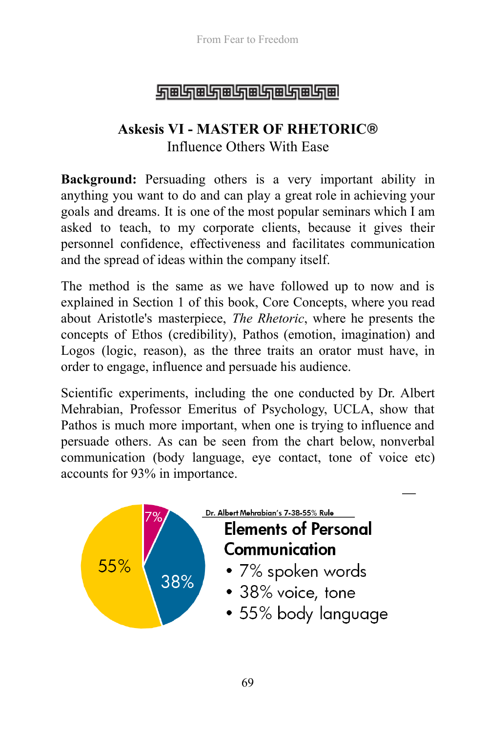## Askesis VI - MASTER OF RHETORIC®

Influence Others With Ease

**Background:** Persuading others is a very important ability in anything you want to do and can play a great role in achieving your goals and dreams. It is one of the most popular seminars which I am asked to teach, to my corporate clients, because it gives their personnel confidence, effectiveness and facilitates communication and the spread of ideas within the company itself.

The method is the same as we have followed up to now and is explained in Section 1 of this book, Core Concepts, where you read about Aristotle's masterpiece, *The Rhetoric*, where he presents the concepts of Ethos (credibility), Pathos (emotion, imagination) and Logos (logic, reason), as the three traits an orator must have, in order to engage, influence and persuade his audience.

Scientific experiments, including the one conducted by Dr. Albert Mehrabian, Professor Emeritus of Psychology, UCLA, show that Pathos is much more important, when one is trying to influence and persuade others. As can be seen from the chart below, nonverbal communication (body language, eye contact, tone of voice etc) accounts for 93% in importance.

Dr. Albert Mehrabian's 7-38-55% Rule

**Elements of Personal Communication**

- 7% spoken words
- 38% voice, tone
- 55% body language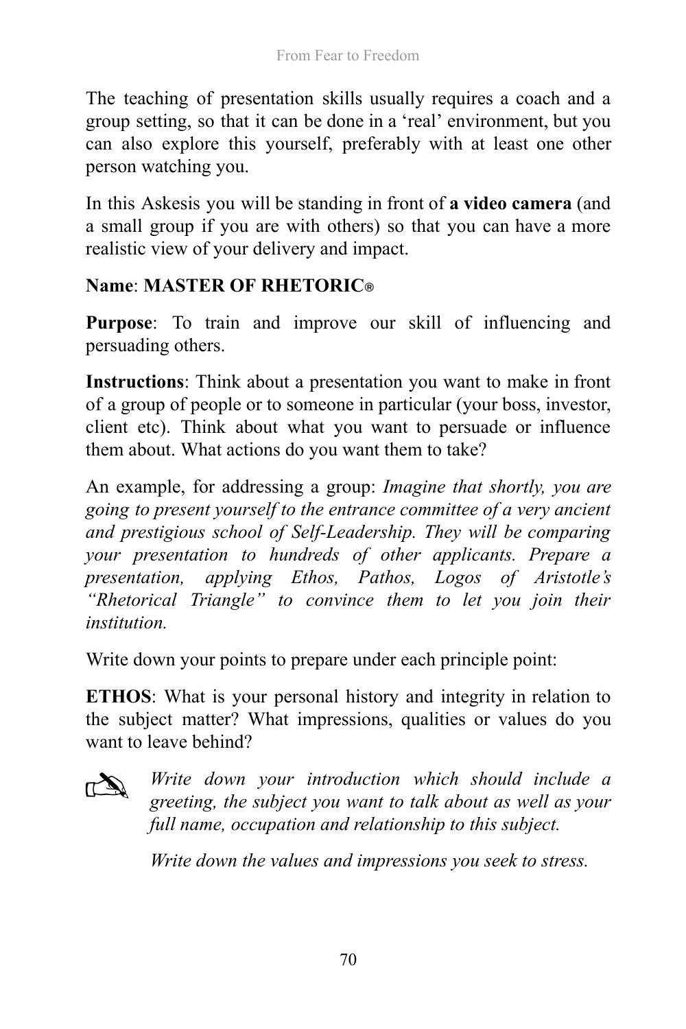The teaching of presentation skills usually requires a coach and a group setting, so that it can be done in a 'real' environment, but you can also explore this yourself, preferably with at least one other person watching you.

In this Askesis you will be standing in front of **a video camera** (and a small group if you are with others) so that you can have a more realistic view of your delivery and impact.

**Name**: **MASTER OF RHETORIC®**

**Purpose**: To train and improve our skill of influencing and persuading others.

**Instructions**: Think about a presentation you want to make in front of a group of people or to someone in particular (your boss, investor, client etc). Think about what you want to persuade or influence them about. What actions do you want them to take?

An example, for addressing a group: *Imagine that shortly, you are going to present yourself to the entrance committee of a very ancient and prestigious school of Self-Leadership. They will be comparing your presentation to hundreds of other applicants. Prepare a presentation, applying Ethos, Pathos, Logos of Aristotle's "Rhetorical Triangle" to convince them to let you join their institution.*

Write down your points to prepare under each principle point:

**ETHOS**: What is your personal history and integrity in relation to the subject matter? What impressions, qualities or values do you want to leave behind?

✍ *Write down your introduction which should include a greeting, the subject you want to talk about as well as your full name, occupation and relationship to this subject.*

*Write down the values and impressions you seek to stress.*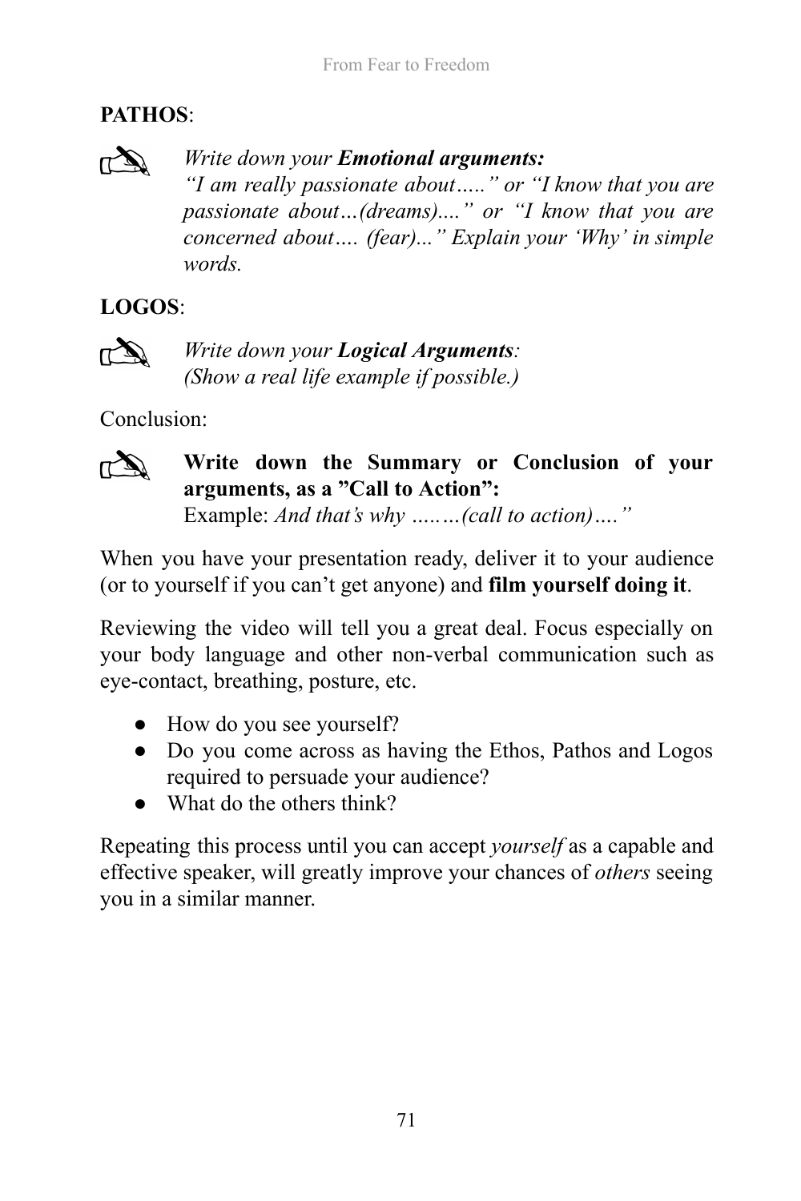**PATHOS**:

✍ *Write down your **Emotional arguments:***
*"I am really passionate about….." or "I know that you are passionate about…(dreams)...." or "I know that you are concerned about…. (fear)..." Explain your 'Why' in simple words.*

**LOGOS**:

✍ *Write down your **Logical Arguments**:*
*(Show a real life example if possible.)*

Conclusion:

✍ **Write down the Summary or Conclusion of your arguments, as a "Call to Action":**
Example: *And that's why ….…(call to action)…."*

When you have your presentation ready, deliver it to your audience (or to yourself if you can't get anyone) and **film yourself doing it**.

Reviewing the video will tell you a great deal. Focus especially on your body language and other non-verbal communication such as eye-contact, breathing, posture, etc.

- How do you see yourself?
- Do you come across as having the Ethos, Pathos and Logos required to persuade your audience?
- What do the others think?

Repeating this process until you can accept *yourself* as a capable and effective speaker, will greatly improve your chances of *others* seeing you in a similar manner.